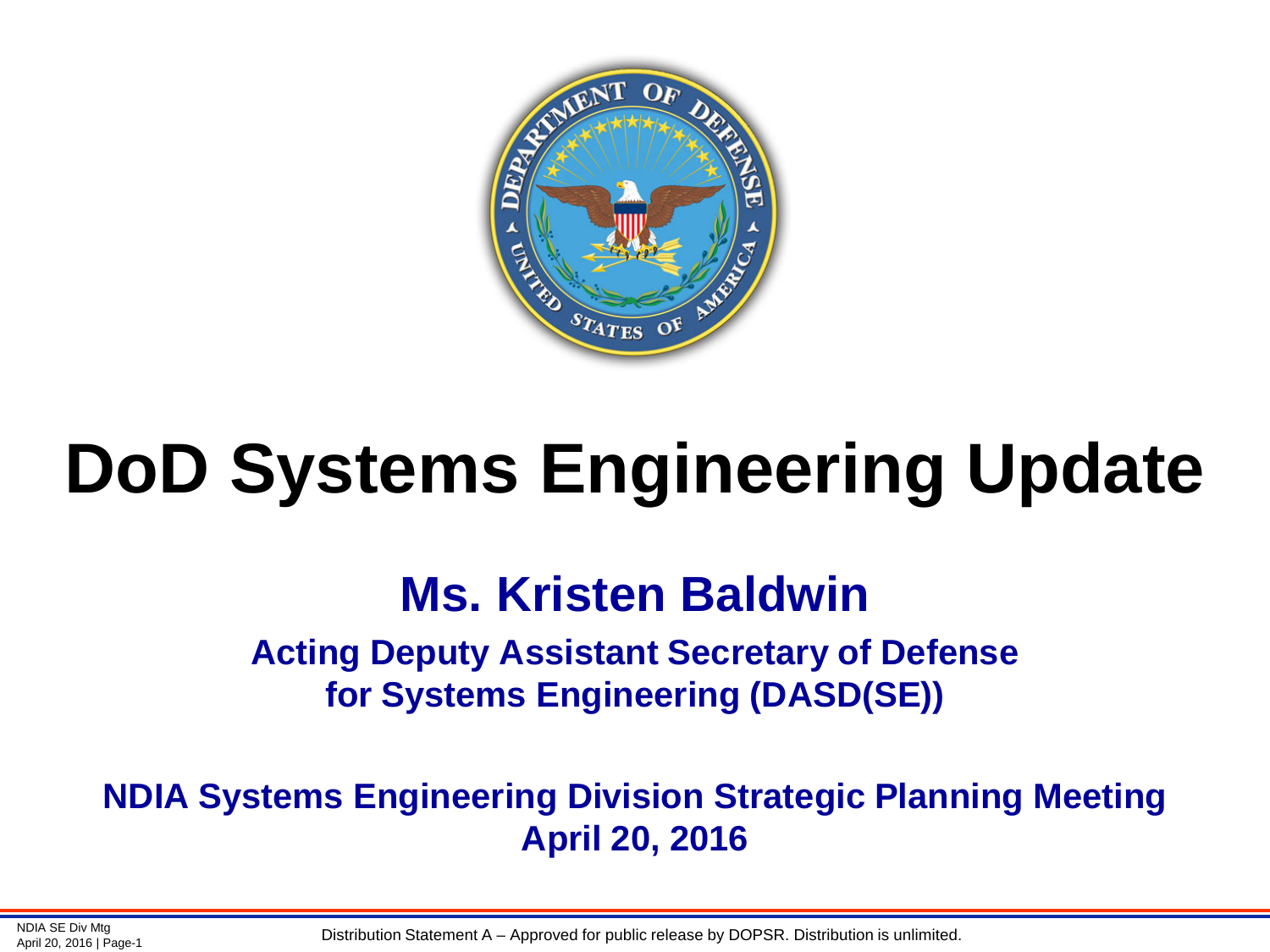# DoD Systems Engineering Update

## Ms. Kristen Baldwin

**Acting Deputy Assistant Secretary of Defense for Systems Engineering (DASD(SE))**

**NDIA Systems Engineering Division Strategic Planning Meeting**
**April 20, 2016**

Distribution Statement A – Approved for public release by DOPSR. Distribution is unlimited.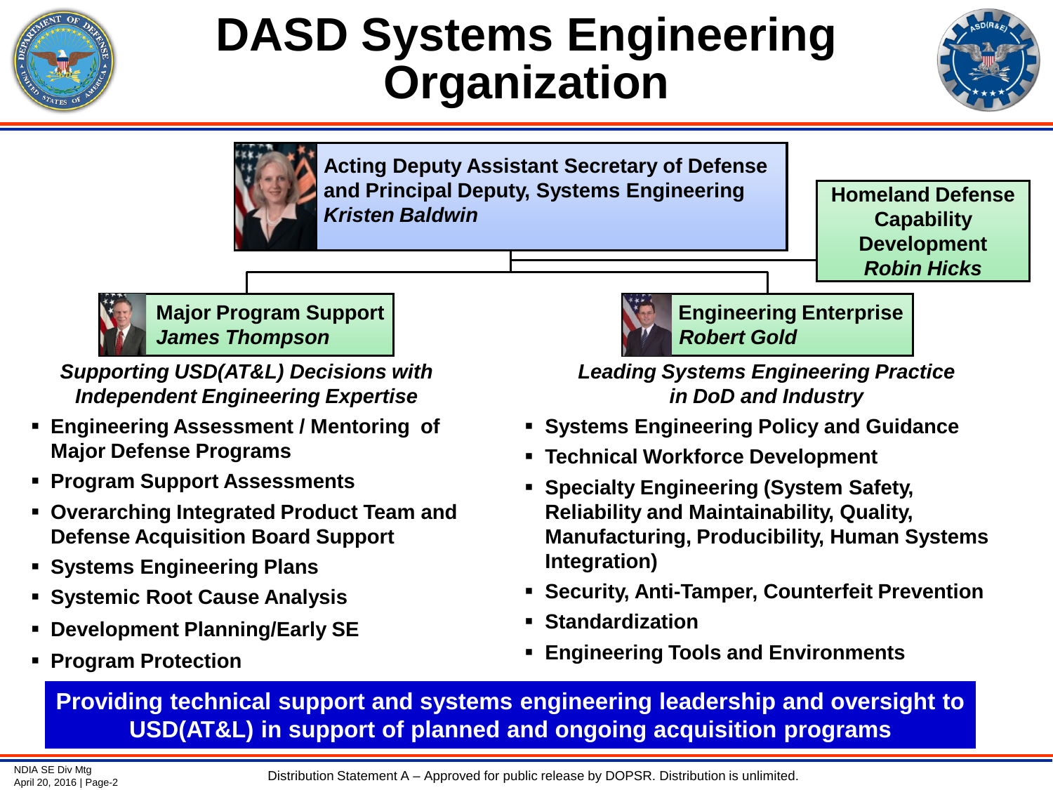# DASD Systems Engineering Organization

**Acting Deputy Assistant Secretary of Defense and Principal Deputy, Systems Engineering**
***Kristen Baldwin***

**Homeland Defense Capability Development**
***Robin Hicks***

## Major Program Support
***James Thompson***

***Supporting USD(AT&L) Decisions with Independent Engineering Expertise***

- **Engineering Assessment / Mentoring of Major Defense Programs**
- **Program Support Assessments**
- **Overarching Integrated Product Team and Defense Acquisition Board Support**
- **Systems Engineering Plans**
- **Systemic Root Cause Analysis**
- **Development Planning/Early SE**
- **Program Protection**

## Engineering Enterprise
***Robert Gold***

***Leading Systems Engineering Practice in DoD and Industry***

- **Systems Engineering Policy and Guidance**
- **Technical Workforce Development**
- **Specialty Engineering (System Safety, Reliability and Maintainability, Quality, Manufacturing, Producibility, Human Systems Integration)**
- **Security, Anti-Tamper, Counterfeit Prevention**
- **Standardization**
- **Engineering Tools and Environments**

**Providing technical support and systems engineering leadership and oversight to USD(AT&L) in support of planned and ongoing acquisition programs**

Distribution Statement A – Approved for public release by DOPSR. Distribution is unlimited.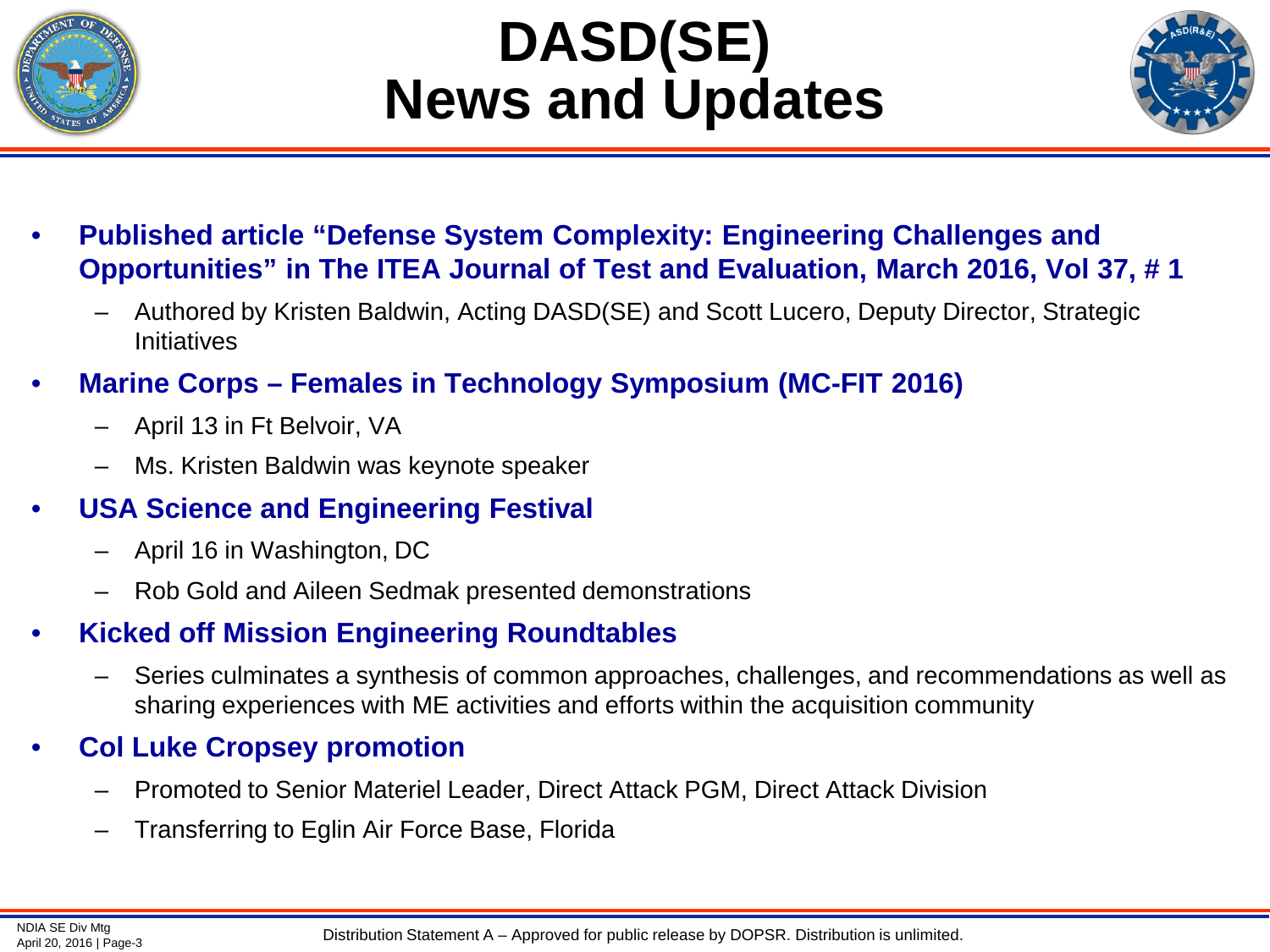# DASD(SE) News and Updates

- **Published article "Defense System Complexity: Engineering Challenges and Opportunities" in The ITEA Journal of Test and Evaluation, March 2016, Vol 37, # 1**
  - Authored by Kristen Baldwin, Acting DASD(SE) and Scott Lucero, Deputy Director, Strategic Initiatives
- **Marine Corps – Females in Technology Symposium (MC-FIT 2016)**
  - April 13 in Ft Belvoir, VA
  - Ms. Kristen Baldwin was keynote speaker
- **USA Science and Engineering Festival**
  - April 16 in Washington, DC
  - Rob Gold and Aileen Sedmak presented demonstrations
- **Kicked off Mission Engineering Roundtables**
  - Series culminates a synthesis of common approaches, challenges, and recommendations as well as sharing experiences with ME activities and efforts within the acquisition community
- **Col Luke Cropsey promotion**
  - Promoted to Senior Materiel Leader, Direct Attack PGM, Direct Attack Division
  - Transferring to Eglin Air Force Base, Florida

Distribution Statement A – Approved for public release by DOPSR. Distribution is unlimited.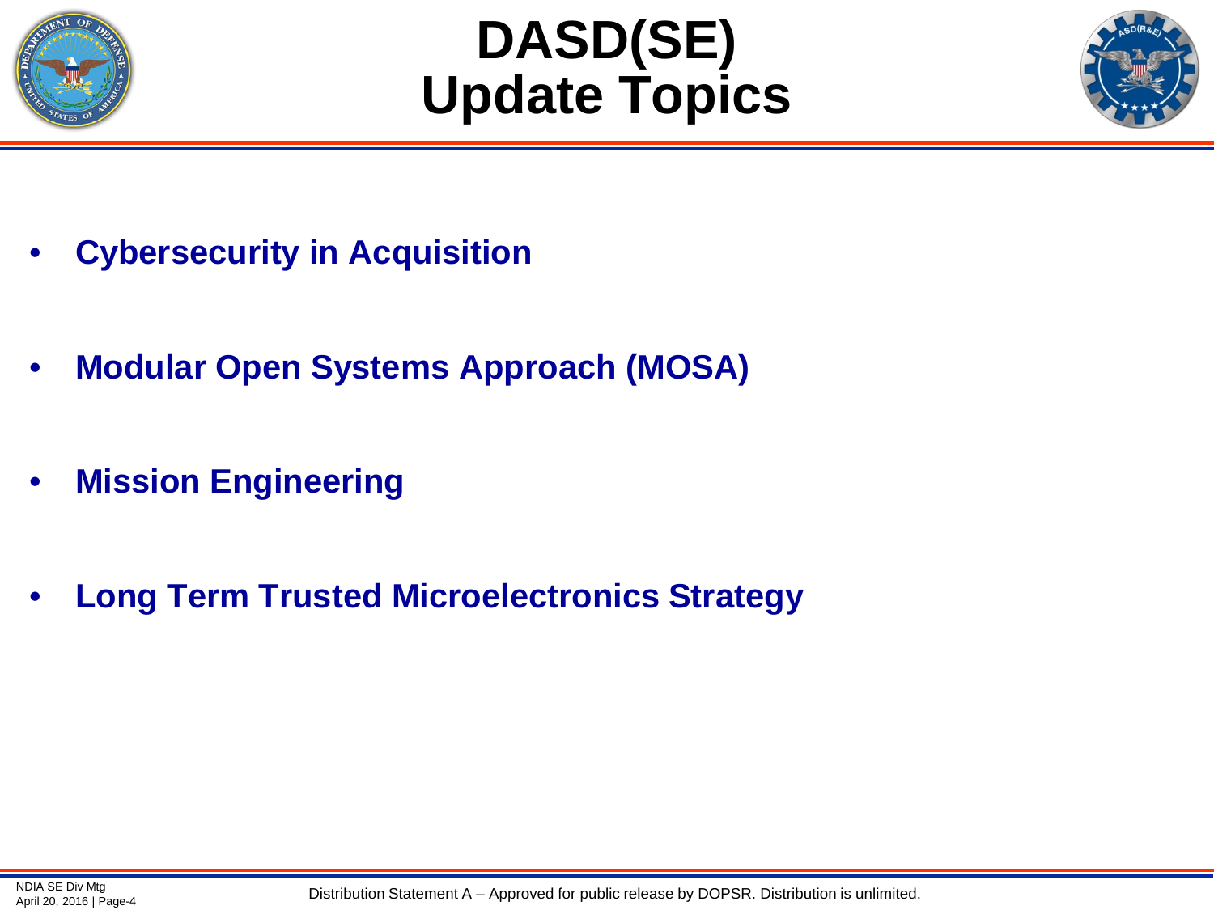# DASD(SE) Update Topics

- **Cybersecurity in Acquisition**
- **Modular Open Systems Approach (MOSA)**
- **Mission Engineering**
- **Long Term Trusted Microelectronics Strategy**

Distribution Statement A – Approved for public release by DOPSR. Distribution is unlimited.